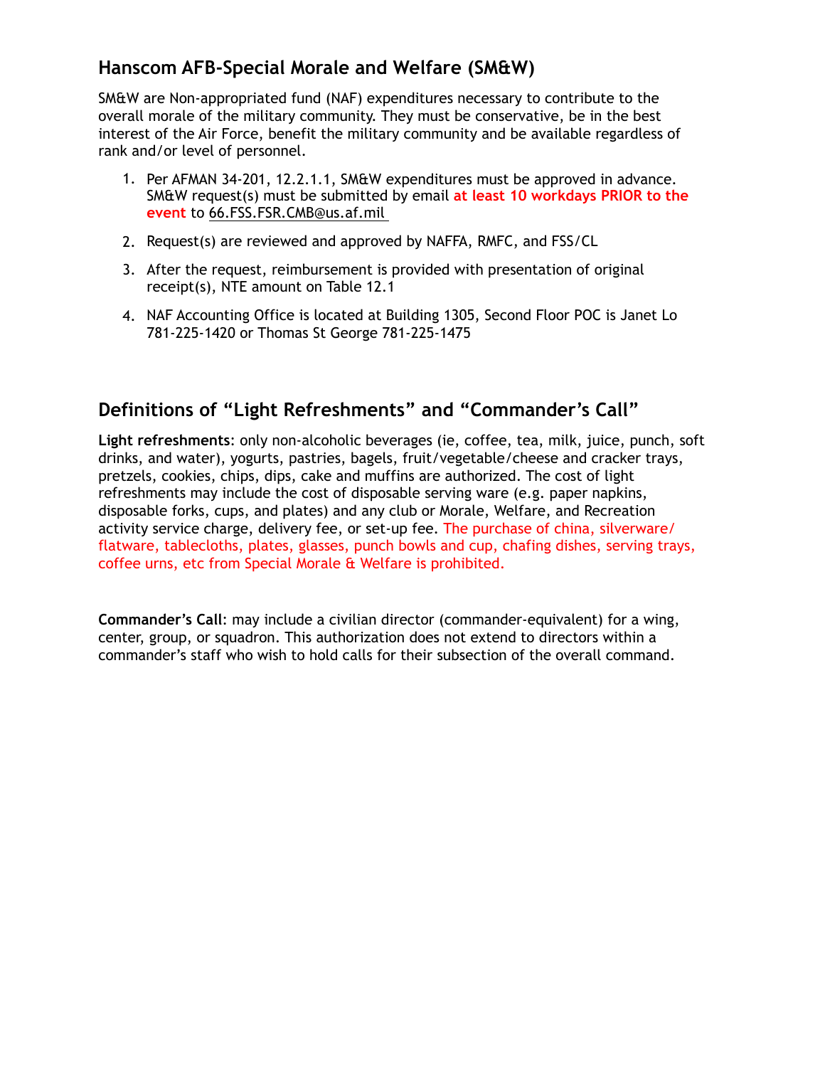## Hanscom AFB-Special Morale and Welfare (SM&W)

SM&W are Non-appropriated fund (NAF) expenditures necessary to contribute to the overall morale of the military community. They must be conservative, be in the best interest of the Air Force, benefit the military community and be available regardless of rank and/or level of personnel.

1. Per AFMAN 34-201, 12.2.1.1, SM&W expenditures must be approved in advance. SM&W request(s) must be submitted by email **at least 10 workdays PRIOR to the event** to 66.FSS.FSR.CMB@us.af.mil
2. Request(s) are reviewed and approved by NAFFA, RMFC, and FSS/CL
3. After the request, reimbursement is provided with presentation of original receipt(s), NTE amount on Table 12.1
4. NAF Accounting Office is located at Building 1305, Second Floor POC is Janet Lo 781-225-1420 or Thomas St George 781-225-1475

## Definitions of "Light Refreshments" and "Commander's Call"

**Light refreshments**: only non-alcoholic beverages (ie, coffee, tea, milk, juice, punch, soft drinks, and water), yogurts, pastries, bagels, fruit/vegetable/cheese and cracker trays, pretzels, cookies, chips, dips, cake and muffins are authorized. The cost of light refreshments may include the cost of disposable serving ware (e.g. paper napkins, disposable forks, cups, and plates) and any club or Morale, Welfare, and Recreation activity service charge, delivery fee, or set-up fee. The purchase of china, silverware/ flatware, tablecloths, plates, glasses, punch bowls and cup, chafing dishes, serving trays, coffee urns, etc from Special Morale & Welfare is prohibited.

**Commander's Call**: may include a civilian director (commander-equivalent) for a wing, center, group, or squadron. This authorization does not extend to directors within a commander's staff who wish to hold calls for their subsection of the overall command.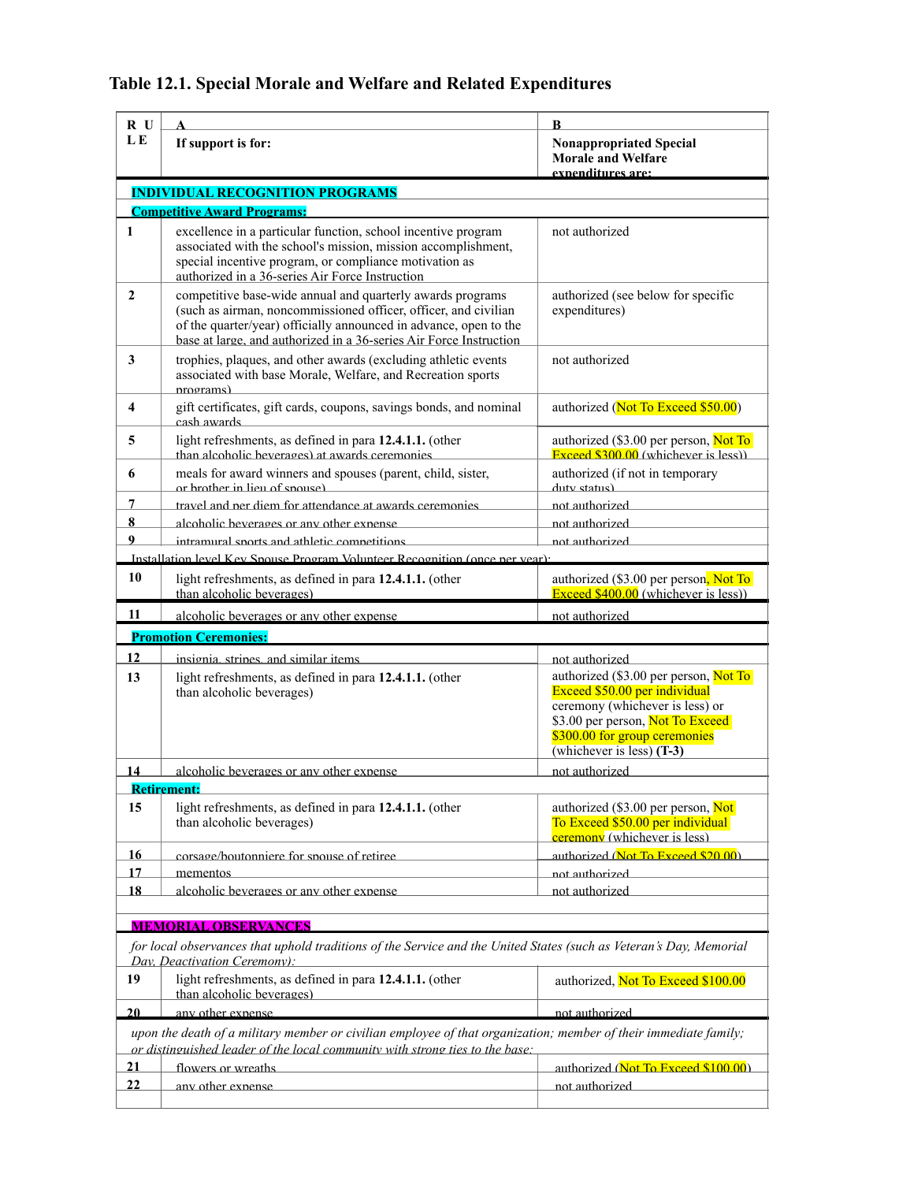## Table 12.1. Special Morale and Welfare and Related Expenditures

| RULE | A<br>If support is for: | B<br>Nonappropriated Special Morale and Welfare expenditures are: |
|---|---|---|
| **INDIVIDUAL RECOGNITION PROGRAMS** | | |
| **Competitive Award Programs:** | | |
| 1 | excellence in a particular function, school incentive program associated with the school's mission, mission accomplishment, special incentive program, or compliance motivation as authorized in a 36-series Air Force Instruction | not authorized |
| 2 | competitive base-wide annual and quarterly awards programs (such as airman, noncommissioned officer, officer, and civilian of the quarter/year) officially announced in advance, open to the base at large, and authorized in a 36-series Air Force Instruction | authorized (see below for specific expenditures) |
| 3 | trophies, plaques, and other awards (excluding athletic events associated with base Morale, Welfare, and Recreation sports programs) | not authorized |
| 4 | gift certificates, gift cards, coupons, savings bonds, and nominal cash awards | authorized (Not To Exceed $50.00) |
| 5 | light refreshments, as defined in para **12.4.1.1.** (other than alcoholic beverages) at awards ceremonies | authorized ($3.00 per person, Not To Exceed $300.00 (whichever is less)) |
| 6 | meals for award winners and spouses (parent, child, sister, or brother in lieu of spouse) | authorized (if not in temporary duty status) |
| 7 | travel and per diem for attendance at awards ceremonies | not authorized |
| 8 | alcoholic beverages or any other expense | not authorized |
| 9 | intramural sports and athletic competitions | not authorized |
| Installation level Key Spouse Program Volunteer Recognition (once per year): | | |
| 10 | light refreshments, as defined in para **12.4.1.1.** (other than alcoholic beverages) | authorized ($3.00 per person, Not To Exceed $400.00 (whichever is less)) |
| 11 | alcoholic beverages or any other expense | not authorized |
| **Promotion Ceremonies:** | | |
| 12 | insignia, stripes, and similar items | not authorized |
| 13 | light refreshments, as defined in para **12.4.1.1.** (other than alcoholic beverages) | authorized ($3.00 per person, Not To Exceed $50.00 per individual ceremony (whichever is less) or $3.00 per person, Not To Exceed $300.00 for group ceremonies (whichever is less) **(T-3)** |
| 14 | alcoholic beverages or any other expense | not authorized |
| **Retirement:** | | |
| 15 | light refreshments, as defined in para **12.4.1.1.** (other than alcoholic beverages) | authorized ($3.00 per person, Not To Exceed $50.00 per individual ceremony (whichever is less) |
| 16 | corsage/boutonniere for spouse of retiree | authorized (Not To Exceed $20.00) |
| 17 | mementos | not authorized |
| 18 | alcoholic beverages or any other expense | not authorized |
| | | |
| **MEMORIAL OBSERVANCES** | | |
| *for local observances that uphold traditions of the Service and the United States (such as Veteran's Day, Memorial Day, Deactivation Ceremony):* | | |
| 19 | light refreshments, as defined in para **12.4.1.1.** (other than alcoholic beverages) | authorized, Not To Exceed $100.00 |
| 20 | any other expense | not authorized |
| *upon the death of a military member or civilian employee of that organization; member of their immediate family; or distinguished leader of the local community with strong ties to the base:* | | |
| 21 | flowers or wreaths | authorized (Not To Exceed $100.00) |
| 22 | any other expense | not authorized |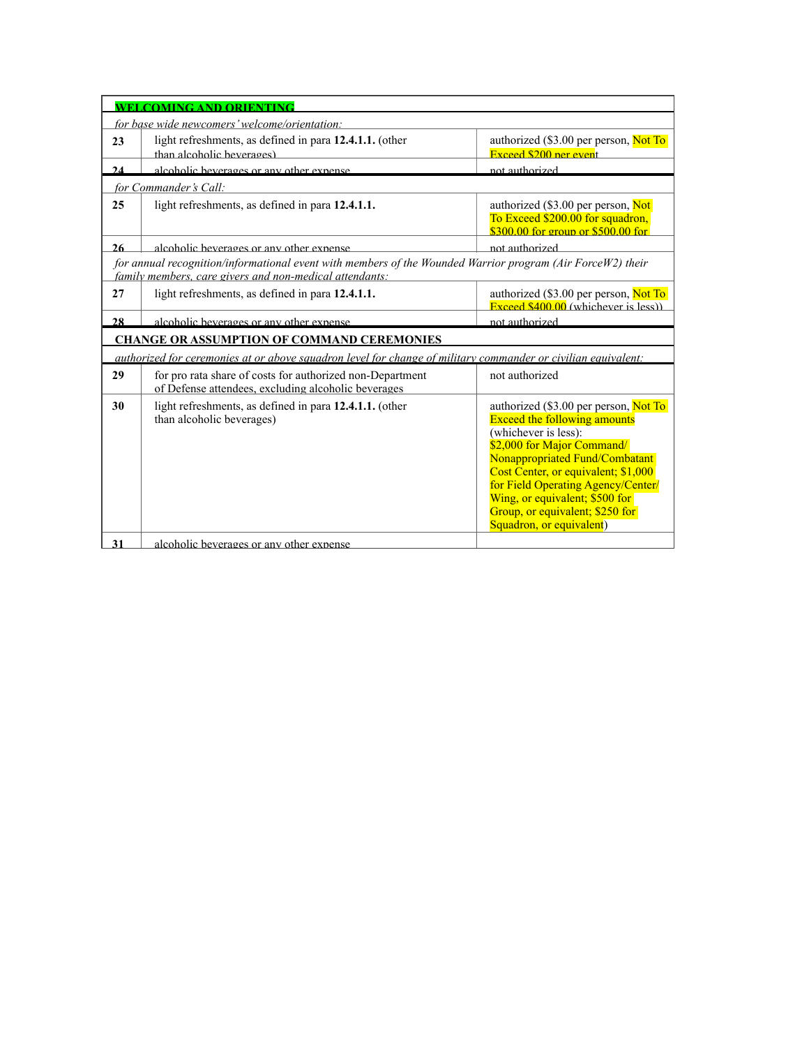| | | |
|---|---|---|
| **WELCOMING AND ORIENTING** | | |
| *for base wide newcomers' welcome/orientation:* | | |
| **23** | light refreshments, as defined in para **12.4.1.1.** (other than alcoholic beverages) | authorized ($3.00 per person, Not To Exceed $200 per event |
| **24** | alcoholic beverages or any other expense | not authorized |
| *for Commander's Call:* | | |
| **25** | light refreshments, as defined in para **12.4.1.1.** | authorized ($3.00 per person, Not To Exceed $200.00 for squadron, $300.00 for group or $500.00 for |
| **26** | alcoholic beverages or any other expense | not authorized |
| *for annual recognition/informational event with members of the Wounded Warrior program (Air ForceW2) their family members, care givers and non-medical attendants:* | | |
| **27** | light refreshments, as defined in para **12.4.1.1.** | authorized ($3.00 per person, Not To Exceed $400.00 (whichever is less)) |
| **28** | alcoholic beverages or any other expense | not authorized |
| **CHANGE OR ASSUMPTION OF COMMAND CEREMONIES** | | |
| *authorized for ceremonies at or above squadron level for change of military commander or civilian equivalent:* | | |
| **29** | for pro rata share of costs for authorized non-Department of Defense attendees, excluding alcoholic beverages | not authorized |
| **30** | light refreshments, as defined in para **12.4.1.1.** (other than alcoholic beverages) | authorized ($3.00 per person, Not To Exceed the following amounts (whichever is less): $2,000 for Major Command/ Nonappropriated Fund/Combatant Cost Center, or equivalent; $1,000 for Field Operating Agency/Center/ Wing, or equivalent; $500 for Group, or equivalent; $250 for Squadron, or equivalent) |
| **31** | alcoholic beverages or any other expense | |